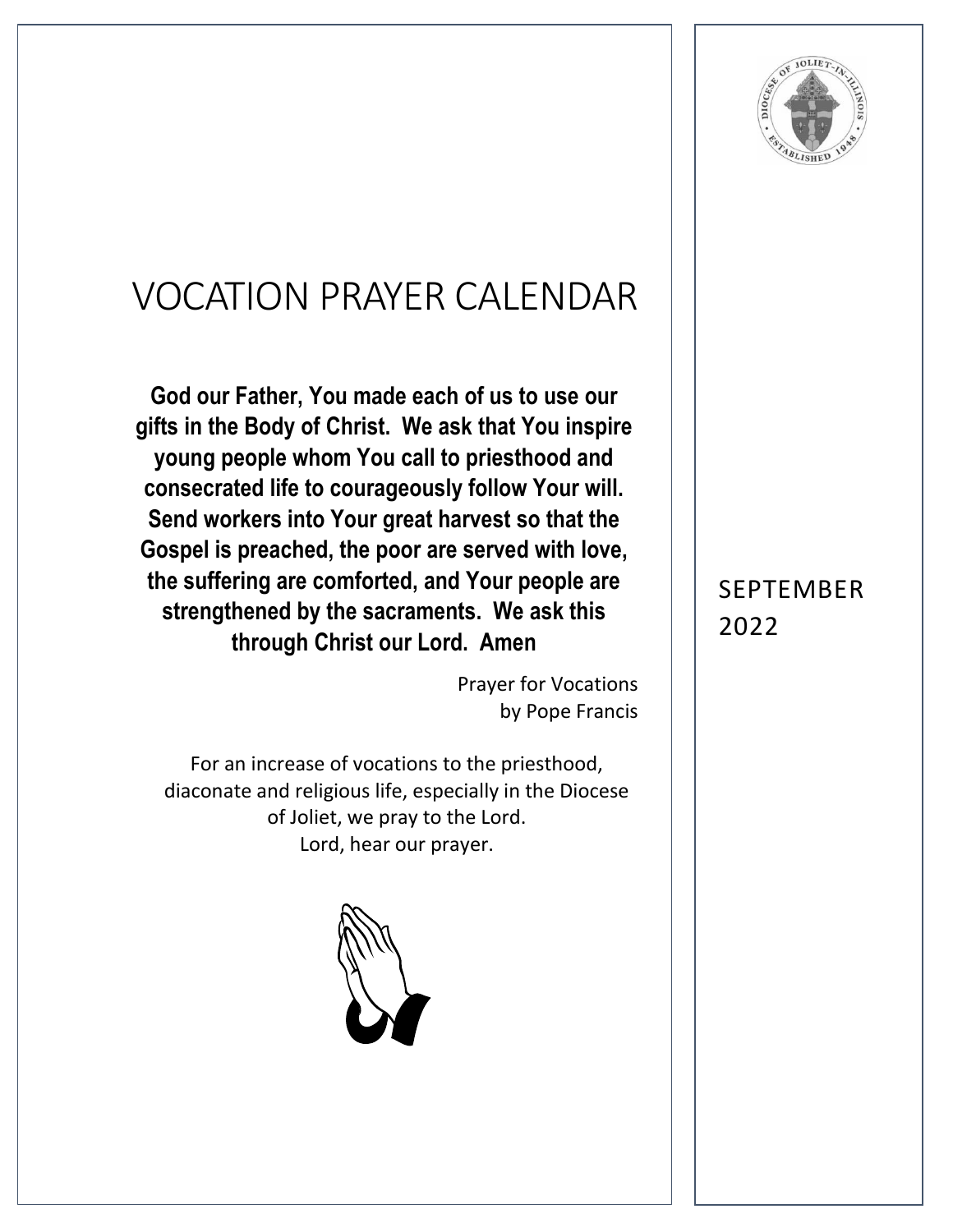# VOCATION PRAYER CALENDAR

**God our Father, You made each of us to use our gifts in the Body of Christ. We ask that You inspire young people whom You call to priesthood and consecrated life to courageously follow Your will. Send workers into Your great harvest so that the Gospel is preached, the poor are served with love, the suffering are comforted, and Your people are strengthened by the sacraments. We ask this through Christ our Lord. Amen**

Prayer for Vocations
by Pope Francis

For an increase of vocations to the priesthood, diaconate and religious life, especially in the Diocese of Joliet, we pray to the Lord.
Lord, hear our prayer.

SEPTEMBER 2022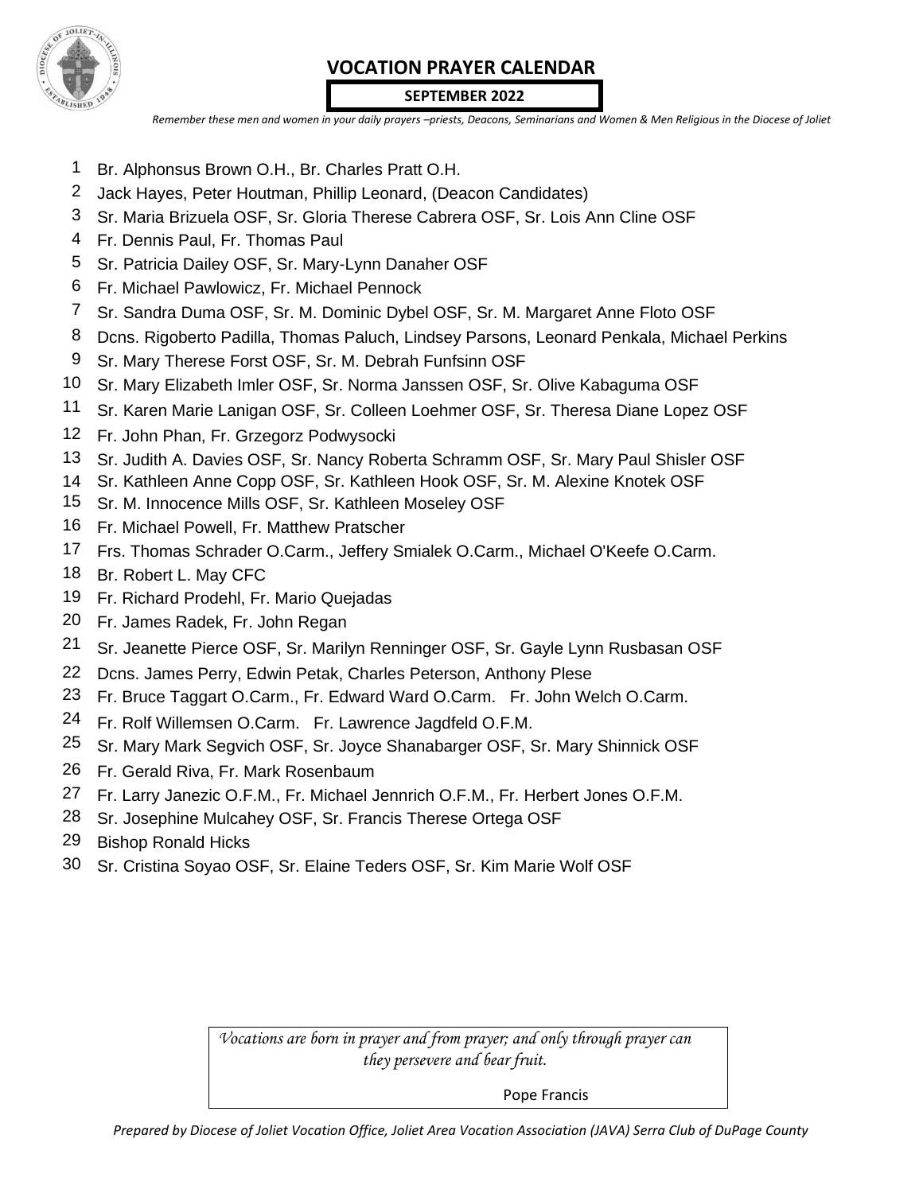# VOCATION PRAYER CALENDAR

**SEPTEMBER 2022**

*Remember these men and women in your daily prayers –priests, Deacons, Seminarians and Women & Men Religious in the Diocese of Joliet*

1 Br. Alphonsus Brown O.H., Br. Charles Pratt O.H.
2 Jack Hayes, Peter Houtman, Phillip Leonard, (Deacon Candidates)
3 Sr. Maria Brizuela OSF, Sr. Gloria Therese Cabrera OSF, Sr. Lois Ann Cline OSF
4 Fr. Dennis Paul, Fr. Thomas Paul
5 Sr. Patricia Dailey OSF, Sr. Mary-Lynn Danaher OSF
6 Fr. Michael Pawlowicz, Fr. Michael Pennock
7 Sr. Sandra Duma OSF, Sr. M. Dominic Dybel OSF, Sr. M. Margaret Anne Floto OSF
8 Dcns. Rigoberto Padilla, Thomas Paluch, Lindsey Parsons, Leonard Penkala, Michael Perkins
9 Sr. Mary Therese Forst OSF, Sr. M. Debrah Funfsinn OSF
10 Sr. Mary Elizabeth Imler OSF, Sr. Norma Janssen OSF, Sr. Olive Kabaguma OSF
11 Sr. Karen Marie Lanigan OSF, Sr. Colleen Loehmer OSF, Sr. Theresa Diane Lopez OSF
12 Fr. John Phan, Fr. Grzegorz Podwysocki
13 Sr. Judith A. Davies OSF, Sr. Nancy Roberta Schramm OSF, Sr. Mary Paul Shisler OSF
14 Sr. Kathleen Anne Copp OSF, Sr. Kathleen Hook OSF, Sr. M. Alexine Knotek OSF
15 Sr. M. Innocence Mills OSF, Sr. Kathleen Moseley OSF
16 Fr. Michael Powell, Fr. Matthew Pratscher
17 Frs. Thomas Schrader O.Carm., Jeffery Smialek O.Carm., Michael O'Keefe O.Carm.
18 Br. Robert L. May CFC
19 Fr. Richard Prodehl, Fr. Mario Quejadas
20 Fr. James Radek, Fr. John Regan
21 Sr. Jeanette Pierce OSF, Sr. Marilyn Renninger OSF, Sr. Gayle Lynn Rusbasan OSF
22 Dcns. James Perry, Edwin Petak, Charles Peterson, Anthony Plese
23 Fr. Bruce Taggart O.Carm., Fr. Edward Ward O.Carm. Fr. John Welch O.Carm.
24 Fr. Rolf Willemsen O.Carm. Fr. Lawrence Jagdfeld O.F.M.
25 Sr. Mary Mark Segvich OSF, Sr. Joyce Shanabarger OSF, Sr. Mary Shinnick OSF
26 Fr. Gerald Riva, Fr. Mark Rosenbaum
27 Fr. Larry Janezic O.F.M., Fr. Michael Jennrich O.F.M., Fr. Herbert Jones O.F.M.
28 Sr. Josephine Mulcahey OSF, Sr. Francis Therese Ortega OSF
29 Bishop Ronald Hicks
30 Sr. Cristina Soyao OSF, Sr. Elaine Teders OSF, Sr. Kim Marie Wolf OSF

*Vocations are born in prayer and from prayer; and only through prayer can they persevere and bear fruit.*

Pope Francis

*Prepared by Diocese of Joliet Vocation Office, Joliet Area Vocation Association (JAVA) Serra Club of DuPage County*